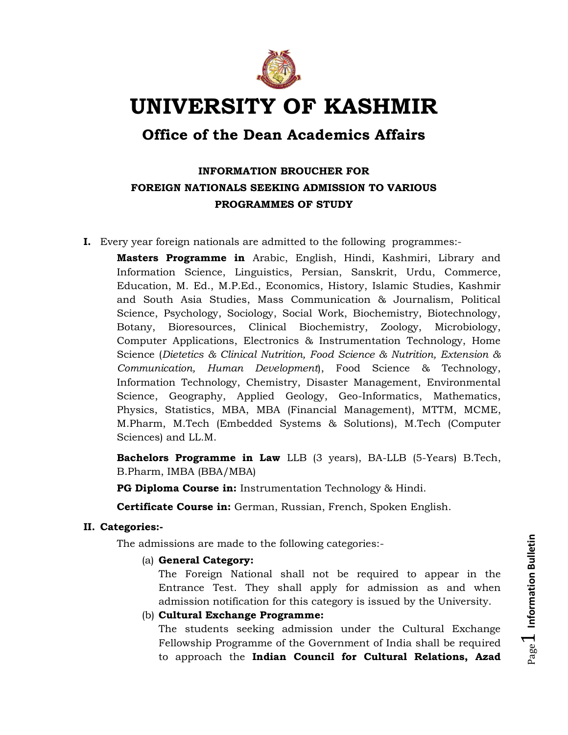# UNIVERSITY OF KASHMIR

## Office of the Dean Academics Affairs

### INFORMATION BROUCHER FOR FOREIGN NATIONALS SEEKING ADMISSION TO VARIOUS PROGRAMMES OF STUDY

**I.** Every year foreign nationals are admitted to the following programmes:-

**Masters Programme in** Arabic, English, Hindi, Kashmiri, Library and Information Science, Linguistics, Persian, Sanskrit, Urdu, Commerce, Education, M. Ed., M.P.Ed., Economics, History, Islamic Studies, Kashmir and South Asia Studies, Mass Communication & Journalism, Political Science, Psychology, Sociology, Social Work, Biochemistry, Biotechnology, Botany, Bioresources, Clinical Biochemistry, Zoology, Microbiology, Computer Applications, Electronics & Instrumentation Technology, Home Science (*Dietetics & Clinical Nutrition, Food Science & Nutrition, Extension & Communication, Human Development*), Food Science & Technology, Information Technology, Chemistry, Disaster Management, Environmental Science, Geography, Applied Geology, Geo-Informatics, Mathematics, Physics, Statistics, MBA, MBA (Financial Management), MTTM, MCME, M.Pharm, M.Tech (Embedded Systems & Solutions), M.Tech (Computer Sciences) and LL.M.

**Bachelors Programme in Law** LLB (3 years), BA-LLB (5-Years) B.Tech, B.Pharm, IMBA (BBA/MBA)

**PG Diploma Course in:** Instrumentation Technology & Hindi.

**Certificate Course in:** German, Russian, French, Spoken English.

**II. Categories:-**

The admissions are made to the following categories:-

(a) **General Category:**
The Foreign National shall not be required to appear in the Entrance Test. They shall apply for admission as and when admission notification for this category is issued by the University.

(b) **Cultural Exchange Programme:**
The students seeking admission under the Cultural Exchange Fellowship Programme of the Government of India shall be required to approach the **Indian Council for Cultural Relations, Azad**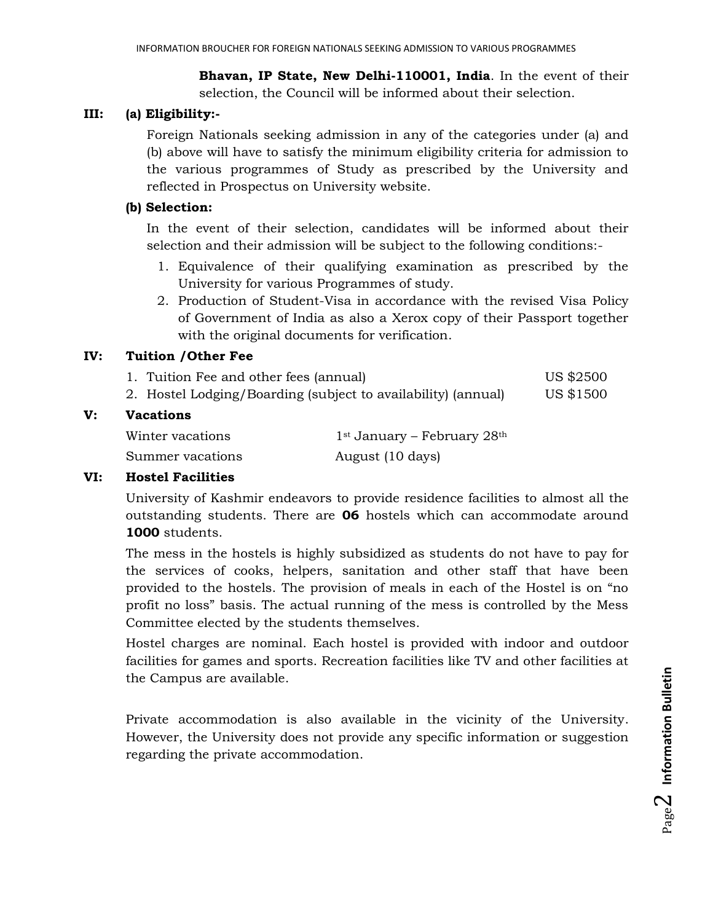**Bhavan, IP State, New Delhi-110001, India**. In the event of their selection, the Council will be informed about their selection.

**III: (a) Eligibility:-**

Foreign Nationals seeking admission in any of the categories under (a) and (b) above will have to satisfy the minimum eligibility criteria for admission to the various programmes of Study as prescribed by the University and reflected in Prospectus on University website.

**(b) Selection:**

In the event of their selection, candidates will be informed about their selection and their admission will be subject to the following conditions:-

1. Equivalence of their qualifying examination as prescribed by the University for various Programmes of study.
2. Production of Student-Visa in accordance with the revised Visa Policy of Government of India as also a Xerox copy of their Passport together with the original documents for verification.

**IV: Tuition /Other Fee**

| | |
|---|---|
| 1. Tuition Fee and other fees (annual) | US $2500 |
| 2. Hostel Lodging/Boarding (subject to availability) (annual) | US $1500 |

**V: Vacations**

| | |
|---|---|
| Winter vacations | 1st January – February 28th |
| Summer vacations | August (10 days) |

**VI: Hostel Facilities**

University of Kashmir endeavors to provide residence facilities to almost all the outstanding students. There are **06** hostels which can accommodate around **1000** students.

The mess in the hostels is highly subsidized as students do not have to pay for the services of cooks, helpers, sanitation and other staff that have been provided to the hostels. The provision of meals in each of the Hostel is on "no profit no loss" basis. The actual running of the mess is controlled by the Mess Committee elected by the students themselves.

Hostel charges are nominal. Each hostel is provided with indoor and outdoor facilities for games and sports. Recreation facilities like TV and other facilities at the Campus are available.

Private accommodation is also available in the vicinity of the University. However, the University does not provide any specific information or suggestion regarding the private accommodation.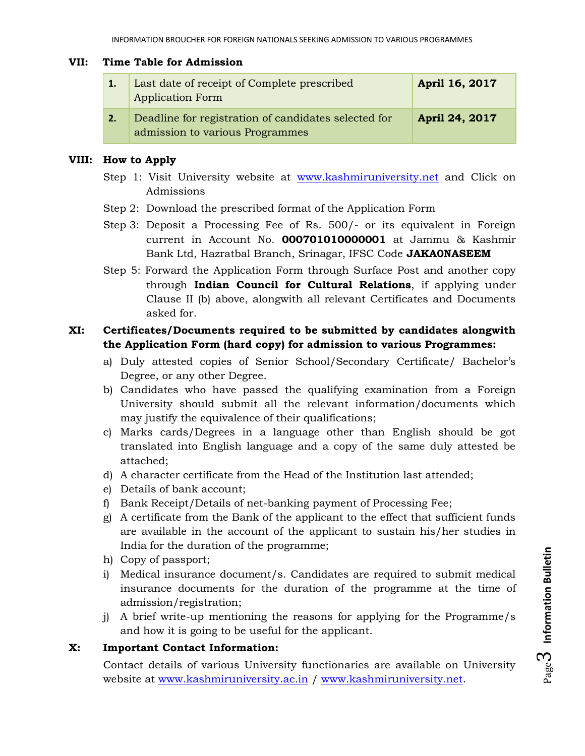## VII: Time Table for Admission

| | | |
|---|---|---|
| **1.** | Last date of receipt of Complete prescribed Application Form | **April 16, 2017** |
| **2.** | Deadline for registration of candidates selected for admission to various Programmes | **April 24, 2017** |

## VIII: How to Apply

Step 1: Visit University website at www.kashmiruniversity.net and Click on Admissions

Step 2: Download the prescribed format of the Application Form

Step 3: Deposit a Processing Fee of Rs. 500/- or its equivalent in Foreign current in Account No. **000701010000001** at Jammu & Kashmir Bank Ltd, Hazratbal Branch, Srinagar, IFSC Code **JAKA0NASEEM**

Step 5: Forward the Application Form through Surface Post and another copy through **Indian Council for Cultural Relations**, if applying under Clause II (b) above, alongwith all relevant Certificates and Documents asked for.

## XI: Certificates/Documents required to be submitted by candidates alongwith the Application Form (hard copy) for admission to various Programmes:

a) Duly attested copies of Senior School/Secondary Certificate/ Bachelor's Degree, or any other Degree.

b) Candidates who have passed the qualifying examination from a Foreign University should submit all the relevant information/documents which may justify the equivalence of their qualifications;

c) Marks cards/Degrees in a language other than English should be got translated into English language and a copy of the same duly attested be attached;

d) A character certificate from the Head of the Institution last attended;

e) Details of bank account;

f) Bank Receipt/Details of net-banking payment of Processing Fee;

g) A certificate from the Bank of the applicant to the effect that sufficient funds are available in the account of the applicant to sustain his/her studies in India for the duration of the programme;

h) Copy of passport;

i) Medical insurance document/s. Candidates are required to submit medical insurance documents for the duration of the programme at the time of admission/registration;

j) A brief write-up mentioning the reasons for applying for the Programme/s and how it is going to be useful for the applicant.

## X: Important Contact Information:

Contact details of various University functionaries are available on University website at www.kashmiruniversity.ac.in / www.kashmiruniversity.net.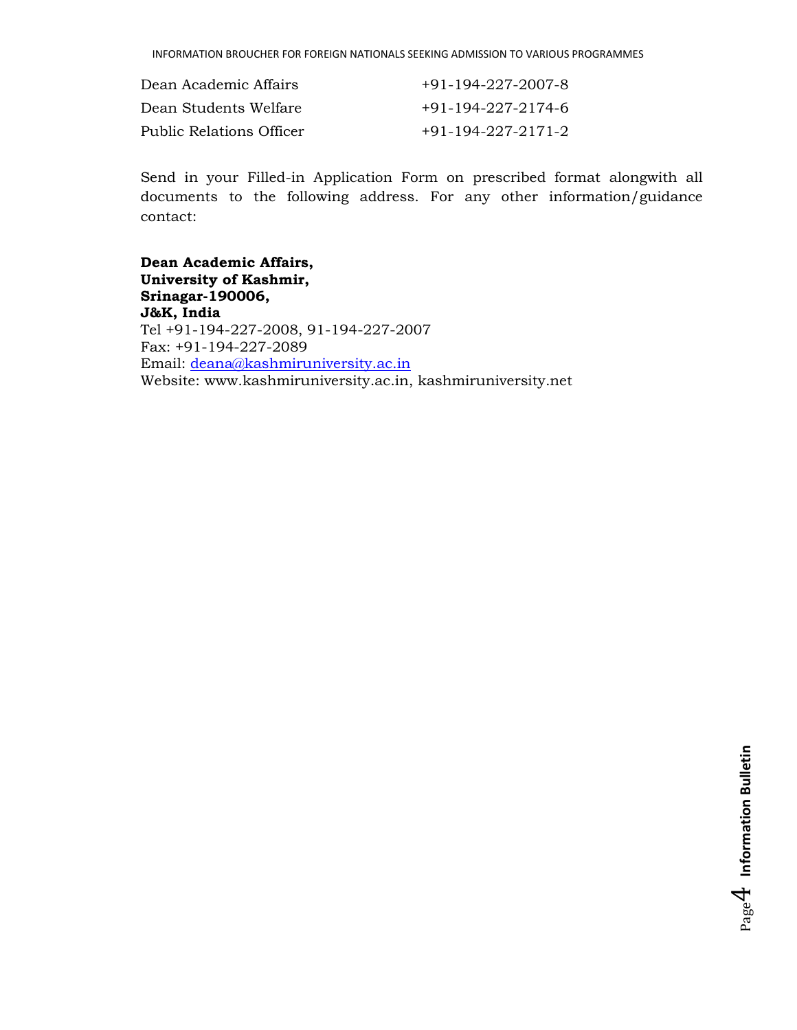| | |
|---|---|
| Dean Academic Affairs | +91-194-227-2007-8 |
| Dean Students Welfare | +91-194-227-2174-6 |
| Public Relations Officer | +91-194-227-2171-2 |

Send in your Filled-in Application Form on prescribed format alongwith all documents to the following address. For any other information/guidance contact:

**Dean Academic Affairs,**  
**University of Kashmir,**  
**Srinagar-190006,**  
**J&K, India**  
Tel +91-194-227-2008, 91-194-227-2007  
Fax: +91-194-227-2089  
Email: deana@kashmiruniversity.ac.in  
Website: www.kashmiruniversity.ac.in, kashmiruniversity.net